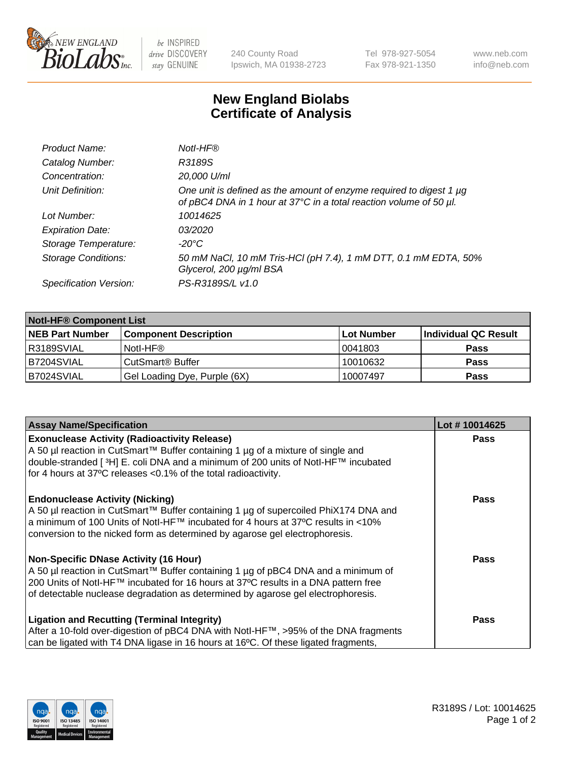# New England Biolabs
# Certificate of Analysis

| | |
|---|---|
| *Product Name:* | *NotI-HF®* |
| *Catalog Number:* | *R3189S* |
| *Concentration:* | *20,000 U/ml* |
| *Unit Definition:* | *One unit is defined as the amount of enzyme required to digest 1 µg of pBC4 DNA in 1 hour at 37°C in a total reaction volume of 50 µl.* |
| *Lot Number:* | *10014625* |
| *Expiration Date:* | *03/2020* |
| *Storage Temperature:* | *-20°C* |
| *Storage Conditions:* | *50 mM NaCl, 10 mM Tris-HCl (pH 7.4), 1 mM DTT, 0.1 mM EDTA, 50% Glycerol, 200 µg/ml BSA* |
| *Specification Version:* | *PS-R3189S/L v1.0* |

| **NotI-HF® Component List** | | | |
|---|---|---|---|
| **NEB Part Number** | **Component Description** | **Lot Number** | **Individual QC Result** |
| R3189SVIAL | NotI-HF® | 0041803 | **Pass** |
| B7204SVIAL | CutSmart® Buffer | 10010632 | **Pass** |
| B7024SVIAL | Gel Loading Dye, Purple (6X) | 10007497 | **Pass** |

| **Assay Name/Specification** | **Lot # 10014625** |
|---|---|
| **Exonuclease Activity (Radioactivity Release)**<br>A 50 µl reaction in CutSmart™ Buffer containing 1 µg of a mixture of single and double-stranded [ ³H] E. coli DNA and a minimum of 200 units of NotI-HF™ incubated for 4 hours at 37ºC releases <0.1% of the total radioactivity. | **Pass** |
| **Endonuclease Activity (Nicking)**<br>A 50 µl reaction in CutSmart™ Buffer containing 1 µg of supercoiled PhiX174 DNA and a minimum of 100 Units of NotI-HF™ incubated for 4 hours at 37ºC results in <10% conversion to the nicked form as determined by agarose gel electrophoresis. | **Pass** |
| **Non-Specific DNase Activity (16 Hour)**<br>A 50 µl reaction in CutSmart™ Buffer containing 1 µg of pBC4 DNA and a minimum of 200 Units of NotI-HF™ incubated for 16 hours at 37ºC results in a DNA pattern free of detectable nuclease degradation as determined by agarose gel electrophoresis. | **Pass** |
| **Ligation and Recutting (Terminal Integrity)**<br>After a 10-fold over-digestion of pBC4 DNA with NotI-HF™, >95% of the DNA fragments can be ligated with T4 DNA ligase in 16 hours at 16ºC. Of these ligated fragments, | **Pass** |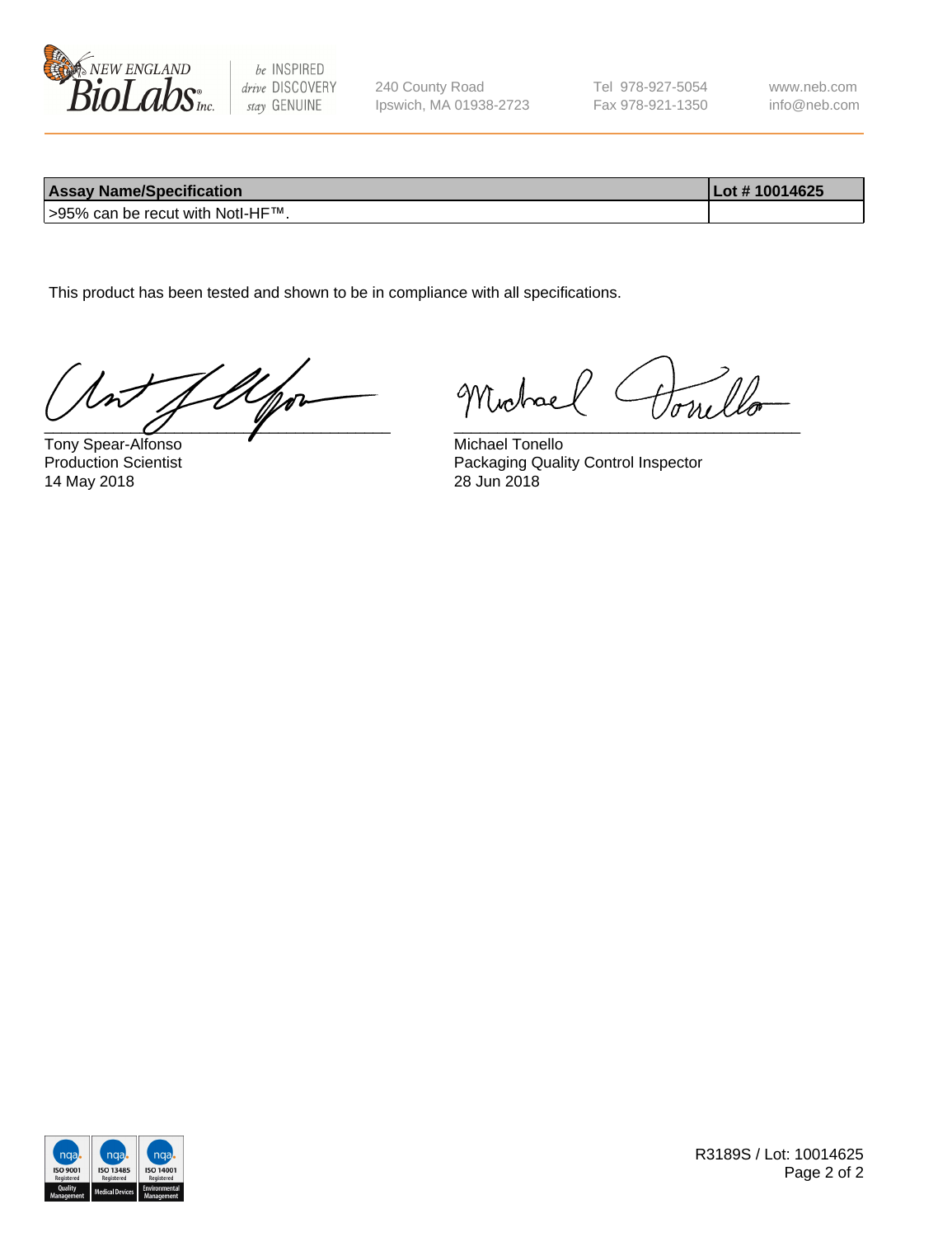NEW ENGLAND BioLabs Inc. | be INSPIRED drive DISCOVERY stay GENUINE | 240 County Road Ipswich, MA 01938-2723 | Tel 978-927-5054 Fax 978-921-1350 | www.neb.com info@neb.com

| Assay Name/Specification | Lot # 10014625 |
| --- | --- |
| >95% can be recut with NotI-HF™. | |

This product has been tested and shown to be in compliance with all specifications.

Tony Spear-Alfonso
Production Scientist
14 May 2018

Michael Tonello
Packaging Quality Control Inspector
28 Jun 2018

R3189S / Lot: 10014625